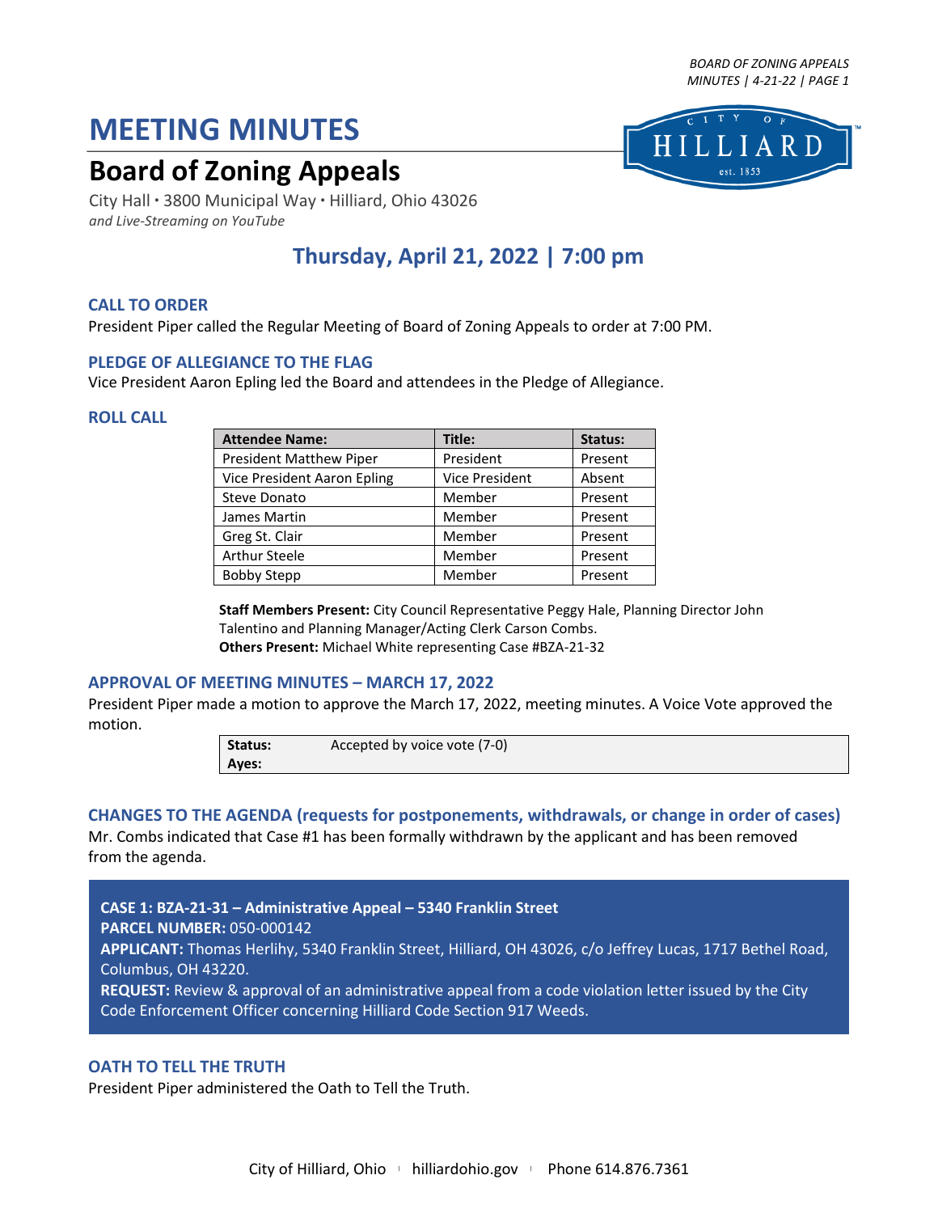# MEETING MINUTES

## Board of Zoning Appeals

City Hall • 3800 Municipal Way • Hilliard, Ohio 43026
*and Live-Streaming on YouTube*

## Thursday, April 21, 2022 | 7:00 pm

### CALL TO ORDER

President Piper called the Regular Meeting of Board of Zoning Appeals to order at 7:00 PM.

### PLEDGE OF ALLEGIANCE TO THE FLAG

Vice President Aaron Epling led the Board and attendees in the Pledge of Allegiance.

### ROLL CALL

| Attendee Name: | Title: | Status: |
|---|---|---|
| President Matthew Piper | President | Present |
| Vice President Aaron Epling | Vice President | Absent |
| Steve Donato | Member | Present |
| James Martin | Member | Present |
| Greg St. Clair | Member | Present |
| Arthur Steele | Member | Present |
| Bobby Stepp | Member | Present |

**Staff Members Present:** City Council Representative Peggy Hale, Planning Director John Talentino and Planning Manager/Acting Clerk Carson Combs.
**Others Present:** Michael White representing Case #BZA-21-32

### APPROVAL OF MEETING MINUTES – MARCH 17, 2022

President Piper made a motion to approve the March 17, 2022, meeting minutes. A Voice Vote approved the motion.

| | |
|---|---|
| **Status:** | Accepted by voice vote (7-0) |
| **Ayes:** | |

### CHANGES TO THE AGENDA (requests for postponements, withdrawals, or change in order of cases)

Mr. Combs indicated that Case #1 has been formally withdrawn by the applicant and has been removed from the agenda.

**CASE 1: BZA-21-31 – Administrative Appeal – 5340 Franklin Street**
**PARCEL NUMBER:** 050-000142
**APPLICANT:** Thomas Herlihy, 5340 Franklin Street, Hilliard, OH 43026, c/o Jeffrey Lucas, 1717 Bethel Road, Columbus, OH 43220.
**REQUEST:** Review & approval of an administrative appeal from a code violation letter issued by the City Code Enforcement Officer concerning Hilliard Code Section 917 Weeds.

### OATH TO TELL THE TRUTH

President Piper administered the Oath to Tell the Truth.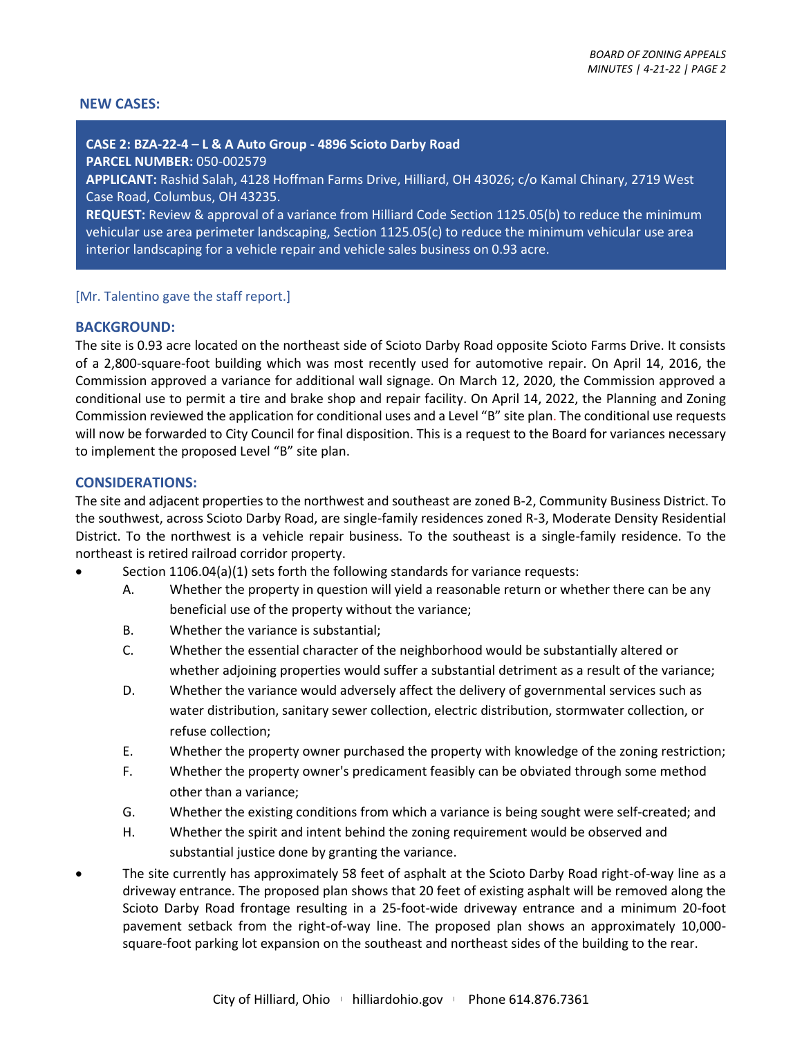## NEW CASES:

**CASE 2: BZA-22-4 – L & A Auto Group - 4896 Scioto Darby Road**
**PARCEL NUMBER:** 050-002579
**APPLICANT:** Rashid Salah, 4128 Hoffman Farms Drive, Hilliard, OH 43026; c/o Kamal Chinary, 2719 West Case Road, Columbus, OH 43235.
**REQUEST:** Review & approval of a variance from Hilliard Code Section 1125.05(b) to reduce the minimum vehicular use area perimeter landscaping, Section 1125.05(c) to reduce the minimum vehicular use area interior landscaping for a vehicle repair and vehicle sales business on 0.93 acre.

[Mr. Talentino gave the staff report.]

### BACKGROUND:

The site is 0.93 acre located on the northeast side of Scioto Darby Road opposite Scioto Farms Drive. It consists of a 2,800-square-foot building which was most recently used for automotive repair. On April 14, 2016, the Commission approved a variance for additional wall signage. On March 12, 2020, the Commission approved a conditional use to permit a tire and brake shop and repair facility. On April 14, 2022, the Planning and Zoning Commission reviewed the application for conditional uses and a Level "B" site plan. The conditional use requests will now be forwarded to City Council for final disposition. This is a request to the Board for variances necessary to implement the proposed Level "B" site plan.

### CONSIDERATIONS:

The site and adjacent properties to the northwest and southeast are zoned B-2, Community Business District. To the southwest, across Scioto Darby Road, are single-family residences zoned R-3, Moderate Density Residential District. To the northwest is a vehicle repair business. To the southeast is a single-family residence. To the northeast is retired railroad corridor property.

- Section 1106.04(a)(1) sets forth the following standards for variance requests:
  - A. Whether the property in question will yield a reasonable return or whether there can be any beneficial use of the property without the variance;
  - B. Whether the variance is substantial;
  - C. Whether the essential character of the neighborhood would be substantially altered or whether adjoining properties would suffer a substantial detriment as a result of the variance;
  - D. Whether the variance would adversely affect the delivery of governmental services such as water distribution, sanitary sewer collection, electric distribution, stormwater collection, or refuse collection;
  - E. Whether the property owner purchased the property with knowledge of the zoning restriction;
  - F. Whether the property owner's predicament feasibly can be obviated through some method other than a variance;
  - G. Whether the existing conditions from which a variance is being sought were self-created; and
  - H. Whether the spirit and intent behind the zoning requirement would be observed and substantial justice done by granting the variance.
- The site currently has approximately 58 feet of asphalt at the Scioto Darby Road right-of-way line as a driveway entrance. The proposed plan shows that 20 feet of existing asphalt will be removed along the Scioto Darby Road frontage resulting in a 25-foot-wide driveway entrance and a minimum 20-foot pavement setback from the right-of-way line. The proposed plan shows an approximately 10,000-square-foot parking lot expansion on the southeast and northeast sides of the building to the rear.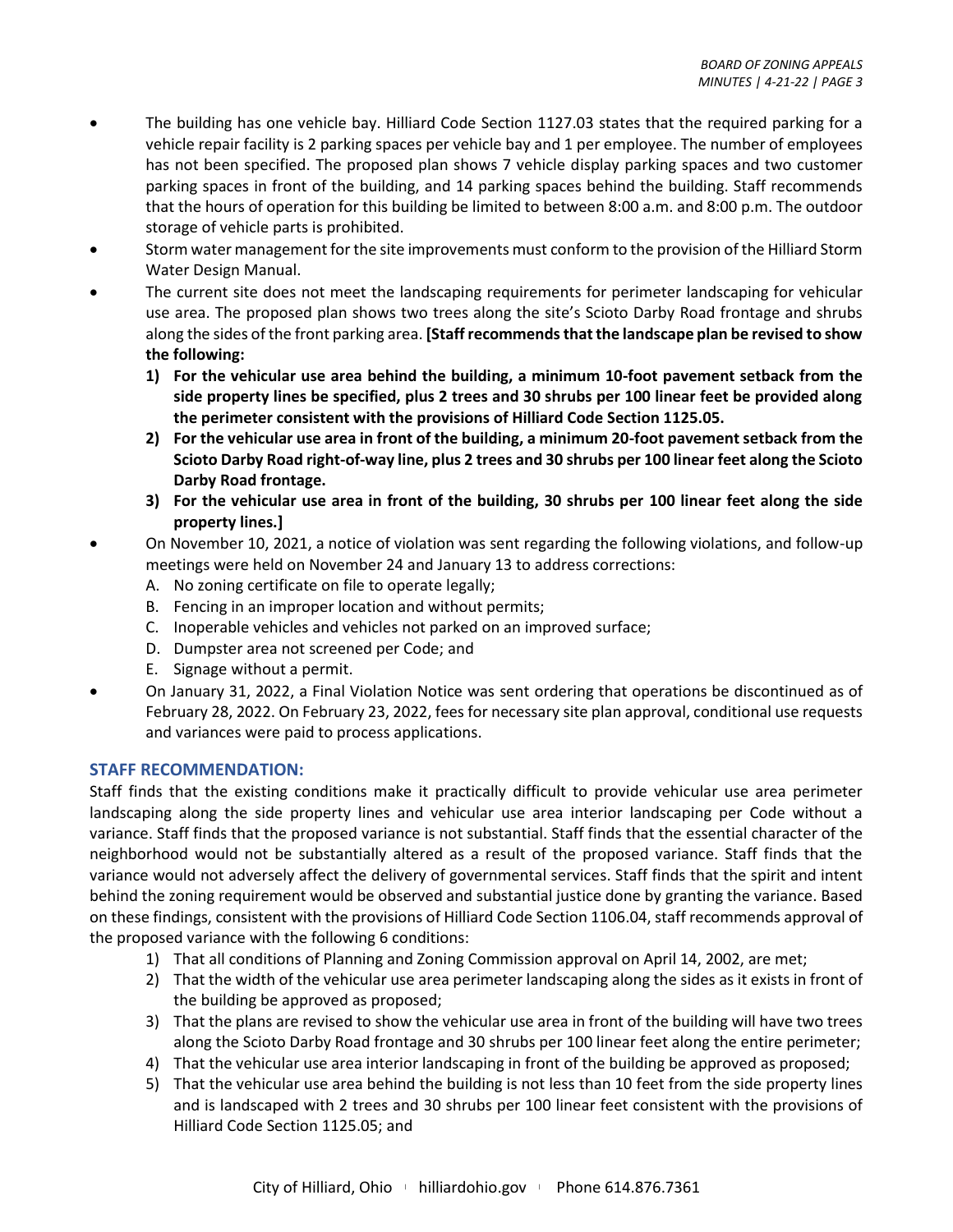- The building has one vehicle bay. Hilliard Code Section 1127.03 states that the required parking for a vehicle repair facility is 2 parking spaces per vehicle bay and 1 per employee. The number of employees has not been specified. The proposed plan shows 7 vehicle display parking spaces and two customer parking spaces in front of the building, and 14 parking spaces behind the building. Staff recommends that the hours of operation for this building be limited to between 8:00 a.m. and 8:00 p.m. The outdoor storage of vehicle parts is prohibited.
- Storm water management for the site improvements must conform to the provision of the Hilliard Storm Water Design Manual.
- The current site does not meet the landscaping requirements for perimeter landscaping for vehicular use area. The proposed plan shows two trees along the site's Scioto Darby Road frontage and shrubs along the sides of the front parking area. **[Staff recommends that the landscape plan be revised to show the following:**
  1) **For the vehicular use area behind the building, a minimum 10-foot pavement setback from the side property lines be specified, plus 2 trees and 30 shrubs per 100 linear feet be provided along the perimeter consistent with the provisions of Hilliard Code Section 1125.05.**
  2) **For the vehicular use area in front of the building, a minimum 20-foot pavement setback from the Scioto Darby Road right-of-way line, plus 2 trees and 30 shrubs per 100 linear feet along the Scioto Darby Road frontage.**
  3) **For the vehicular use area in front of the building, 30 shrubs per 100 linear feet along the side property lines.]**
- On November 10, 2021, a notice of violation was sent regarding the following violations, and follow-up meetings were held on November 24 and January 13 to address corrections:
  A. No zoning certificate on file to operate legally;
  B. Fencing in an improper location and without permits;
  C. Inoperable vehicles and vehicles not parked on an improved surface;
  D. Dumpster area not screened per Code; and
  E. Signage without a permit.
- On January 31, 2022, a Final Violation Notice was sent ordering that operations be discontinued as of February 28, 2022. On February 23, 2022, fees for necessary site plan approval, conditional use requests and variances were paid to process applications.

## STAFF RECOMMENDATION:

Staff finds that the existing conditions make it practically difficult to provide vehicular use area perimeter landscaping along the side property lines and vehicular use area interior landscaping per Code without a variance. Staff finds that the proposed variance is not substantial. Staff finds that the essential character of the neighborhood would not be substantially altered as a result of the proposed variance. Staff finds that the variance would not adversely affect the delivery of governmental services. Staff finds that the spirit and intent behind the zoning requirement would be observed and substantial justice done by granting the variance. Based on these findings, consistent with the provisions of Hilliard Code Section 1106.04, staff recommends approval of the proposed variance with the following 6 conditions:

1) That all conditions of Planning and Zoning Commission approval on April 14, 2002, are met;
2) That the width of the vehicular use area perimeter landscaping along the sides as it exists in front of the building be approved as proposed;
3) That the plans are revised to show the vehicular use area in front of the building will have two trees along the Scioto Darby Road frontage and 30 shrubs per 100 linear feet along the entire perimeter;
4) That the vehicular use area interior landscaping in front of the building be approved as proposed;
5) That the vehicular use area behind the building is not less than 10 feet from the side property lines and is landscaped with 2 trees and 30 shrubs per 100 linear feet consistent with the provisions of Hilliard Code Section 1125.05; and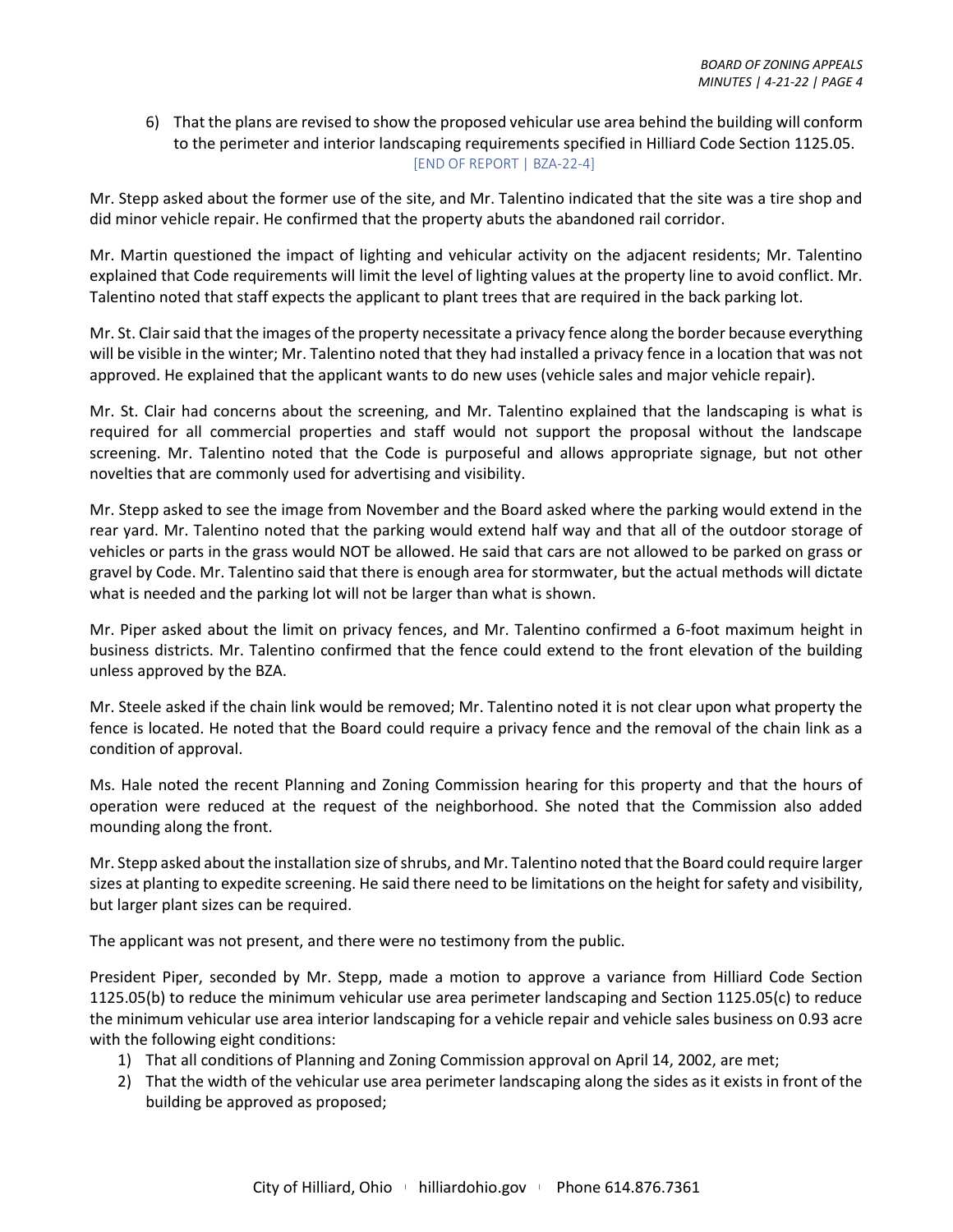6) That the plans are revised to show the proposed vehicular use area behind the building will conform to the perimeter and interior landscaping requirements specified in Hilliard Code Section 1125.05.

[END OF REPORT | BZA-22-4]

Mr. Stepp asked about the former use of the site, and Mr. Talentino indicated that the site was a tire shop and did minor vehicle repair. He confirmed that the property abuts the abandoned rail corridor.

Mr. Martin questioned the impact of lighting and vehicular activity on the adjacent residents; Mr. Talentino explained that Code requirements will limit the level of lighting values at the property line to avoid conflict. Mr. Talentino noted that staff expects the applicant to plant trees that are required in the back parking lot.

Mr. St. Clair said that the images of the property necessitate a privacy fence along the border because everything will be visible in the winter; Mr. Talentino noted that they had installed a privacy fence in a location that was not approved. He explained that the applicant wants to do new uses (vehicle sales and major vehicle repair).

Mr. St. Clair had concerns about the screening, and Mr. Talentino explained that the landscaping is what is required for all commercial properties and staff would not support the proposal without the landscape screening. Mr. Talentino noted that the Code is purposeful and allows appropriate signage, but not other novelties that are commonly used for advertising and visibility.

Mr. Stepp asked to see the image from November and the Board asked where the parking would extend in the rear yard. Mr. Talentino noted that the parking would extend half way and that all of the outdoor storage of vehicles or parts in the grass would NOT be allowed. He said that cars are not allowed to be parked on grass or gravel by Code. Mr. Talentino said that there is enough area for stormwater, but the actual methods will dictate what is needed and the parking lot will not be larger than what is shown.

Mr. Piper asked about the limit on privacy fences, and Mr. Talentino confirmed a 6-foot maximum height in business districts. Mr. Talentino confirmed that the fence could extend to the front elevation of the building unless approved by the BZA.

Mr. Steele asked if the chain link would be removed; Mr. Talentino noted it is not clear upon what property the fence is located. He noted that the Board could require a privacy fence and the removal of the chain link as a condition of approval.

Ms. Hale noted the recent Planning and Zoning Commission hearing for this property and that the hours of operation were reduced at the request of the neighborhood. She noted that the Commission also added mounding along the front.

Mr. Stepp asked about the installation size of shrubs, and Mr. Talentino noted that the Board could require larger sizes at planting to expedite screening. He said there need to be limitations on the height for safety and visibility, but larger plant sizes can be required.

The applicant was not present, and there were no testimony from the public.

President Piper, seconded by Mr. Stepp, made a motion to approve a variance from Hilliard Code Section 1125.05(b) to reduce the minimum vehicular use area perimeter landscaping and Section 1125.05(c) to reduce the minimum vehicular use area interior landscaping for a vehicle repair and vehicle sales business on 0.93 acre with the following eight conditions:

1) That all conditions of Planning and Zoning Commission approval on April 14, 2002, are met;
2) That the width of the vehicular use area perimeter landscaping along the sides as it exists in front of the building be approved as proposed;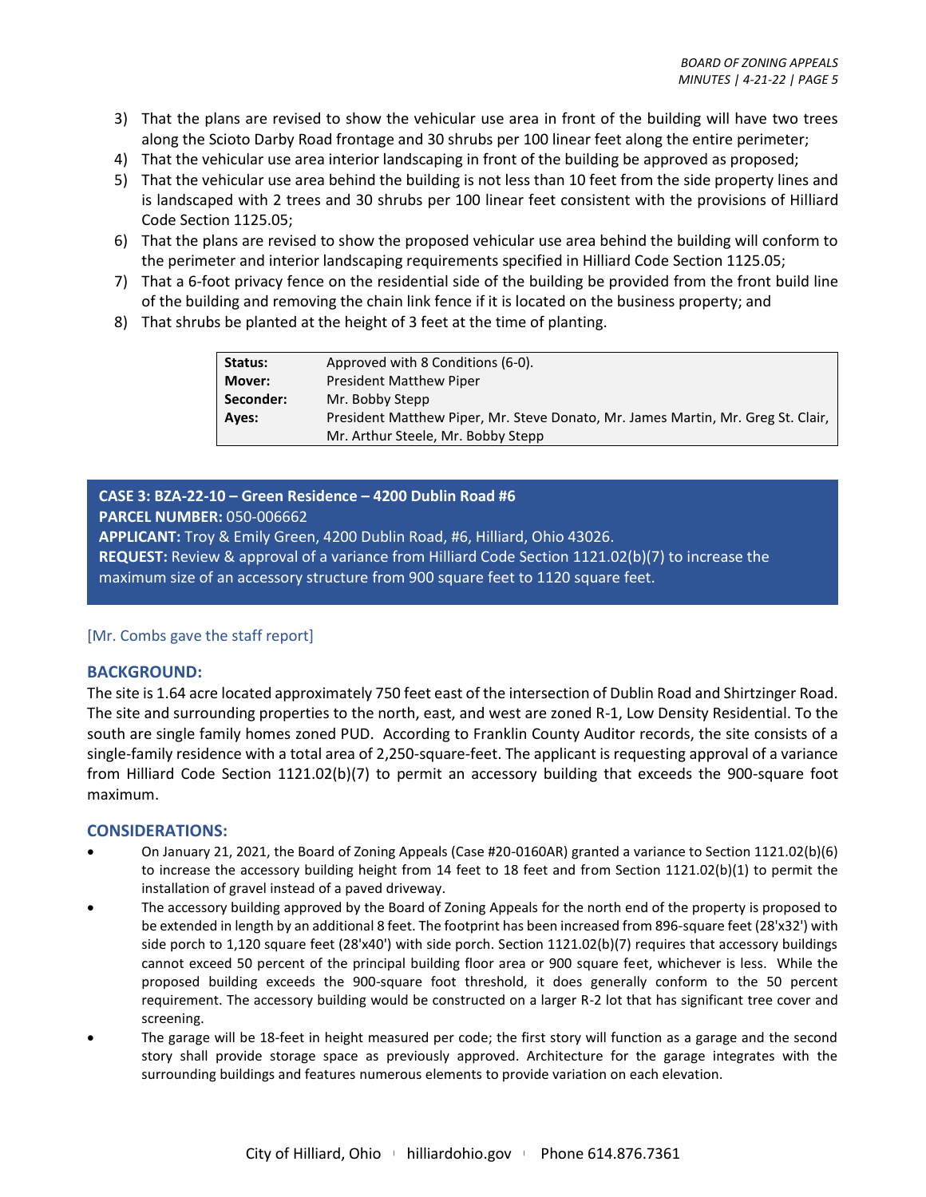3) That the plans are revised to show the vehicular use area in front of the building will have two trees along the Scioto Darby Road frontage and 30 shrubs per 100 linear feet along the entire perimeter;
4) That the vehicular use area interior landscaping in front of the building be approved as proposed;
5) That the vehicular use area behind the building is not less than 10 feet from the side property lines and is landscaped with 2 trees and 30 shrubs per 100 linear feet consistent with the provisions of Hilliard Code Section 1125.05;
6) That the plans are revised to show the proposed vehicular use area behind the building will conform to the perimeter and interior landscaping requirements specified in Hilliard Code Section 1125.05;
7) That a 6-foot privacy fence on the residential side of the building be provided from the front build line of the building and removing the chain link fence if it is located on the business property; and
8) That shrubs be planted at the height of 3 feet at the time of planting.

| | |
|---|---|
| **Status:** | Approved with 8 Conditions (6-0). |
| **Mover:** | President Matthew Piper |
| **Seconder:** | Mr. Bobby Stepp |
| **Ayes:** | President Matthew Piper, Mr. Steve Donato, Mr. James Martin, Mr. Greg St. Clair, Mr. Arthur Steele, Mr. Bobby Stepp |

**CASE 3: BZA-22-10 – Green Residence – 4200 Dublin Road #6**
**PARCEL NUMBER:** 050-006662
**APPLICANT:** Troy & Emily Green, 4200 Dublin Road, #6, Hilliard, Ohio 43026.
**REQUEST:** Review & approval of a variance from Hilliard Code Section 1121.02(b)(7) to increase the maximum size of an accessory structure from 900 square feet to 1120 square feet.

[Mr. Combs gave the staff report]

## BACKGROUND:

The site is 1.64 acre located approximately 750 feet east of the intersection of Dublin Road and Shirtzinger Road. The site and surrounding properties to the north, east, and west are zoned R-1, Low Density Residential. To the south are single family homes zoned PUD. According to Franklin County Auditor records, the site consists of a single-family residence with a total area of 2,250-square-feet. The applicant is requesting approval of a variance from Hilliard Code Section 1121.02(b)(7) to permit an accessory building that exceeds the 900-square foot maximum.

## CONSIDERATIONS:

- On January 21, 2021, the Board of Zoning Appeals (Case #20-0160AR) granted a variance to Section 1121.02(b)(6) to increase the accessory building height from 14 feet to 18 feet and from Section 1121.02(b)(1) to permit the installation of gravel instead of a paved driveway.
- The accessory building approved by the Board of Zoning Appeals for the north end of the property is proposed to be extended in length by an additional 8 feet. The footprint has been increased from 896-square feet (28'x32') with side porch to 1,120 square feet (28'x40') with side porch. Section 1121.02(b)(7) requires that accessory buildings cannot exceed 50 percent of the principal building floor area or 900 square feet, whichever is less. While the proposed building exceeds the 900-square foot threshold, it does generally conform to the 50 percent requirement. The accessory building would be constructed on a larger R-2 lot that has significant tree cover and screening.
- The garage will be 18-feet in height measured per code; the first story will function as a garage and the second story shall provide storage space as previously approved. Architecture for the garage integrates with the surrounding buildings and features numerous elements to provide variation on each elevation.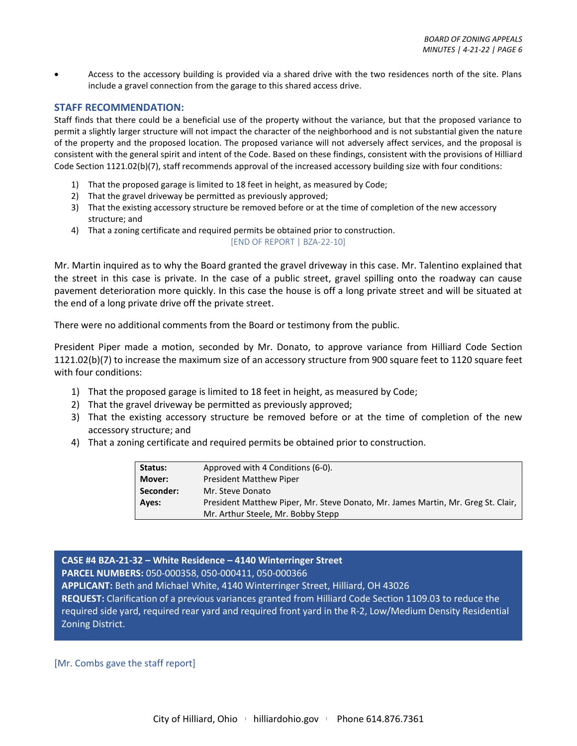- Access to the accessory building is provided via a shared drive with the two residences north of the site. Plans include a gravel connection from the garage to this shared access drive.

### STAFF RECOMMENDATION:

Staff finds that there could be a beneficial use of the property without the variance, but that the proposed variance to permit a slightly larger structure will not impact the character of the neighborhood and is not substantial given the nature of the property and the proposed location. The proposed variance will not adversely affect services, and the proposal is consistent with the general spirit and intent of the Code. Based on these findings, consistent with the provisions of Hilliard Code Section 1121.02(b)(7), staff recommends approval of the increased accessory building size with four conditions:

1) That the proposed garage is limited to 18 feet in height, as measured by Code;
2) That the gravel driveway be permitted as previously approved;
3) That the existing accessory structure be removed before or at the time of completion of the new accessory structure; and
4) That a zoning certificate and required permits be obtained prior to construction.

[END OF REPORT | BZA-22-10]

Mr. Martin inquired as to why the Board granted the gravel driveway in this case. Mr. Talentino explained that the street in this case is private. In the case of a public street, gravel spilling onto the roadway can cause pavement deterioration more quickly. In this case the house is off a long private street and will be situated at the end of a long private drive off the private street.

There were no additional comments from the Board or testimony from the public.

President Piper made a motion, seconded by Mr. Donato, to approve variance from Hilliard Code Section 1121.02(b)(7) to increase the maximum size of an accessory structure from 900 square feet to 1120 square feet with four conditions:

1) That the proposed garage is limited to 18 feet in height, as measured by Code;
2) That the gravel driveway be permitted as previously approved;
3) That the existing accessory structure be removed before or at the time of completion of the new accessory structure; and
4) That a zoning certificate and required permits be obtained prior to construction.

| | |
|---|---|
| **Status:** | Approved with 4 Conditions (6-0). |
| **Mover:** | President Matthew Piper |
| **Seconder:** | Mr. Steve Donato |
| **Ayes:** | President Matthew Piper, Mr. Steve Donato, Mr. James Martin, Mr. Greg St. Clair, Mr. Arthur Steele, Mr. Bobby Stepp |

**CASE #4 BZA-21-32 – White Residence – 4140 Winterringer Street**
**PARCEL NUMBERS:** 050-000358, 050-000411, 050-000366
**APPLICANT:** Beth and Michael White, 4140 Winterringer Street, Hilliard, OH 43026
**REQUEST:** Clarification of a previous variances granted from Hilliard Code Section 1109.03 to reduce the required side yard, required rear yard and required front yard in the R-2, Low/Medium Density Residential Zoning District.

[Mr. Combs gave the staff report]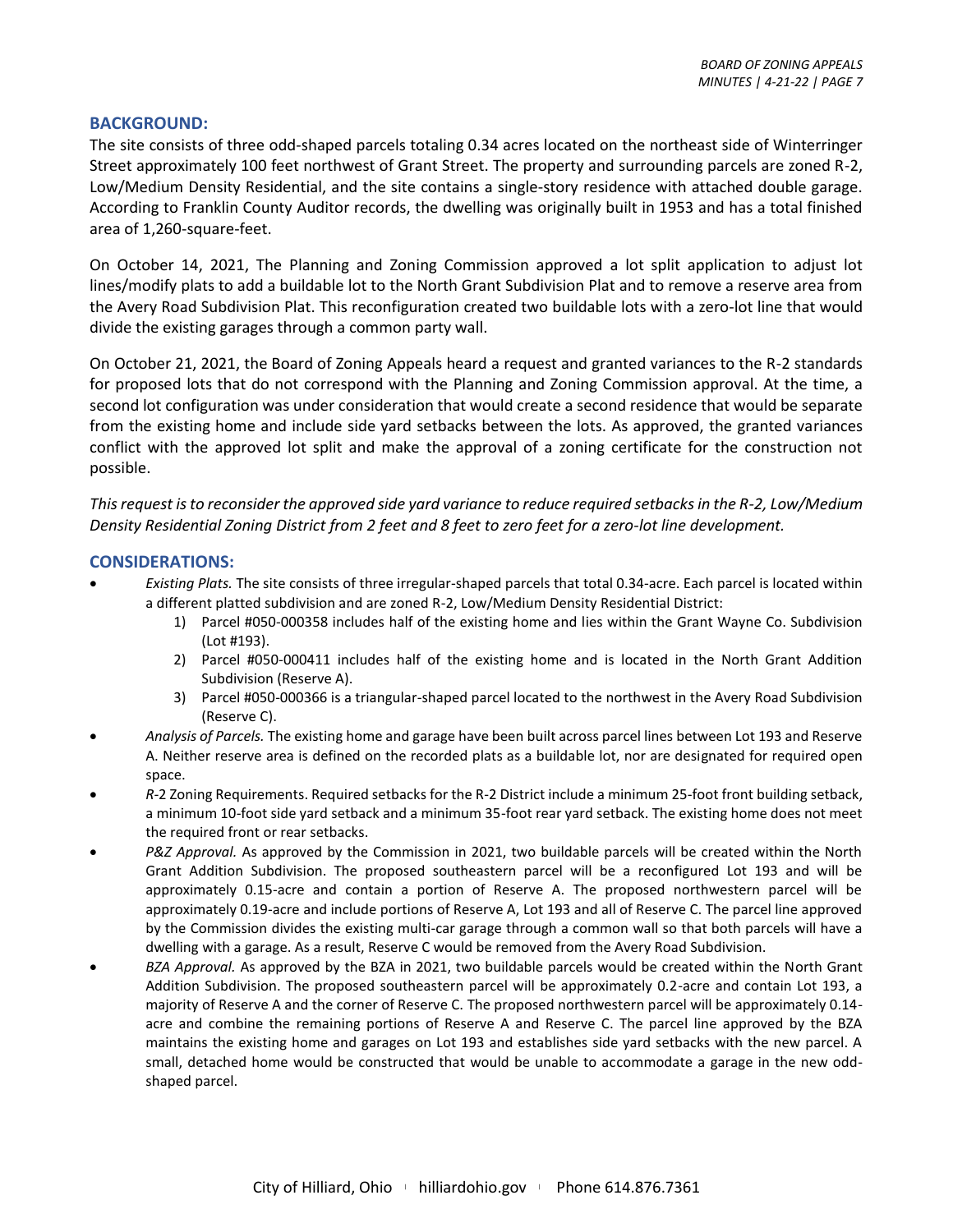## BACKGROUND:

The site consists of three odd-shaped parcels totaling 0.34 acres located on the northeast side of Winterringer Street approximately 100 feet northwest of Grant Street. The property and surrounding parcels are zoned R-2, Low/Medium Density Residential, and the site contains a single-story residence with attached double garage. According to Franklin County Auditor records, the dwelling was originally built in 1953 and has a total finished area of 1,260-square-feet.

On October 14, 2021, The Planning and Zoning Commission approved a lot split application to adjust lot lines/modify plats to add a buildable lot to the North Grant Subdivision Plat and to remove a reserve area from the Avery Road Subdivision Plat. This reconfiguration created two buildable lots with a zero-lot line that would divide the existing garages through a common party wall.

On October 21, 2021, the Board of Zoning Appeals heard a request and granted variances to the R-2 standards for proposed lots that do not correspond with the Planning and Zoning Commission approval. At the time, a second lot configuration was under consideration that would create a second residence that would be separate from the existing home and include side yard setbacks between the lots. As approved, the granted variances conflict with the approved lot split and make the approval of a zoning certificate for the construction not possible.

*This request is to reconsider the approved side yard variance to reduce required setbacks in the R-2, Low/Medium Density Residential Zoning District from 2 feet and 8 feet to zero feet for a zero-lot line development.*

## CONSIDERATIONS:

- *Existing Plats.* The site consists of three irregular-shaped parcels that total 0.34-acre. Each parcel is located within a different platted subdivision and are zoned R-2, Low/Medium Density Residential District:
  1) Parcel #050-000358 includes half of the existing home and lies within the Grant Wayne Co. Subdivision (Lot #193).
  2) Parcel #050-000411 includes half of the existing home and is located in the North Grant Addition Subdivision (Reserve A).
  3) Parcel #050-000366 is a triangular-shaped parcel located to the northwest in the Avery Road Subdivision (Reserve C).
- *Analysis of Parcels.* The existing home and garage have been built across parcel lines between Lot 193 and Reserve A. Neither reserve area is defined on the recorded plats as a buildable lot, nor are designated for required open space.
- *R*-2 Zoning Requirements. Required setbacks for the R-2 District include a minimum 25-foot front building setback, a minimum 10-foot side yard setback and a minimum 35-foot rear yard setback. The existing home does not meet the required front or rear setbacks.
- *P&Z Approval.* As approved by the Commission in 2021, two buildable parcels will be created within the North Grant Addition Subdivision. The proposed southeastern parcel will be a reconfigured Lot 193 and will be approximately 0.15-acre and contain a portion of Reserve A. The proposed northwestern parcel will be approximately 0.19-acre and include portions of Reserve A, Lot 193 and all of Reserve C. The parcel line approved by the Commission divides the existing multi-car garage through a common wall so that both parcels will have a dwelling with a garage. As a result, Reserve C would be removed from the Avery Road Subdivision.
- *BZA Approval.* As approved by the BZA in 2021, two buildable parcels would be created within the North Grant Addition Subdivision. The proposed southeastern parcel will be approximately 0.2-acre and contain Lot 193, a majority of Reserve A and the corner of Reserve C. The proposed northwestern parcel will be approximately 0.14-acre and combine the remaining portions of Reserve A and Reserve C. The parcel line approved by the BZA maintains the existing home and garages on Lot 193 and establishes side yard setbacks with the new parcel. A small, detached home would be constructed that would be unable to accommodate a garage in the new odd-shaped parcel.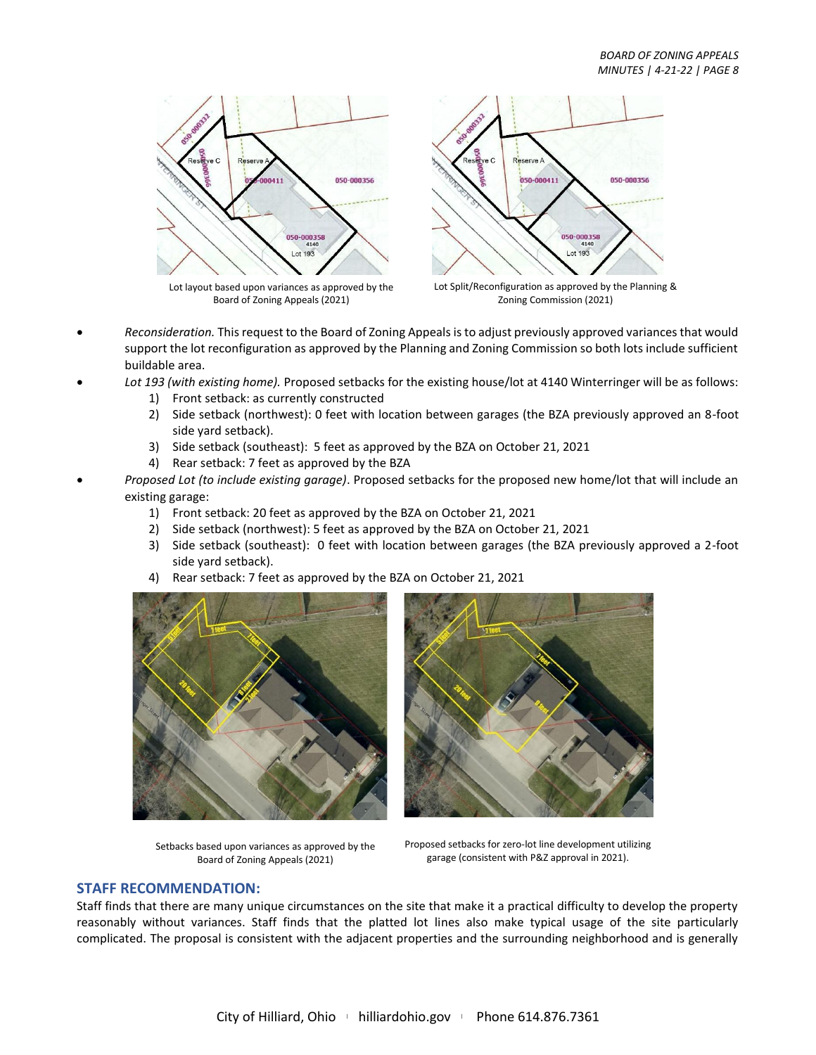Lot layout based upon variances as approved by the Board of Zoning Appeals (2021)

Lot Split/Reconfiguration as approved by the Planning & Zoning Commission (2021)

- *Reconsideration.* This request to the Board of Zoning Appeals is to adjust previously approved variances that would support the lot reconfiguration as approved by the Planning and Zoning Commission so both lots include sufficient buildable area.
- *Lot 193 (with existing home).* Proposed setbacks for the existing house/lot at 4140 Winterringer will be as follows:
    1) Front setback: as currently constructed
    2) Side setback (northwest): 0 feet with location between garages (the BZA previously approved an 8-foot side yard setback).
    3) Side setback (southeast): 5 feet as approved by the BZA on October 21, 2021
    4) Rear setback: 7 feet as approved by the BZA
- *Proposed Lot (to include existing garage)*. Proposed setbacks for the proposed new home/lot that will include an existing garage:
    1) Front setback: 20 feet as approved by the BZA on October 21, 2021
    2) Side setback (northwest): 5 feet as approved by the BZA on October 21, 2021
    3) Side setback (southeast): 0 feet with location between garages (the BZA previously approved a 2-foot side yard setback).
    4) Rear setback: 7 feet as approved by the BZA on October 21, 2021

Setbacks based upon variances as approved by the Board of Zoning Appeals (2021)

Proposed setbacks for zero-lot line development utilizing garage (consistent with P&Z approval in 2021).

## STAFF RECOMMENDATION:

Staff finds that there are many unique circumstances on the site that make it a practical difficulty to develop the property reasonably without variances. Staff finds that the platted lot lines also make typical usage of the site particularly complicated. The proposal is consistent with the adjacent properties and the surrounding neighborhood and is generally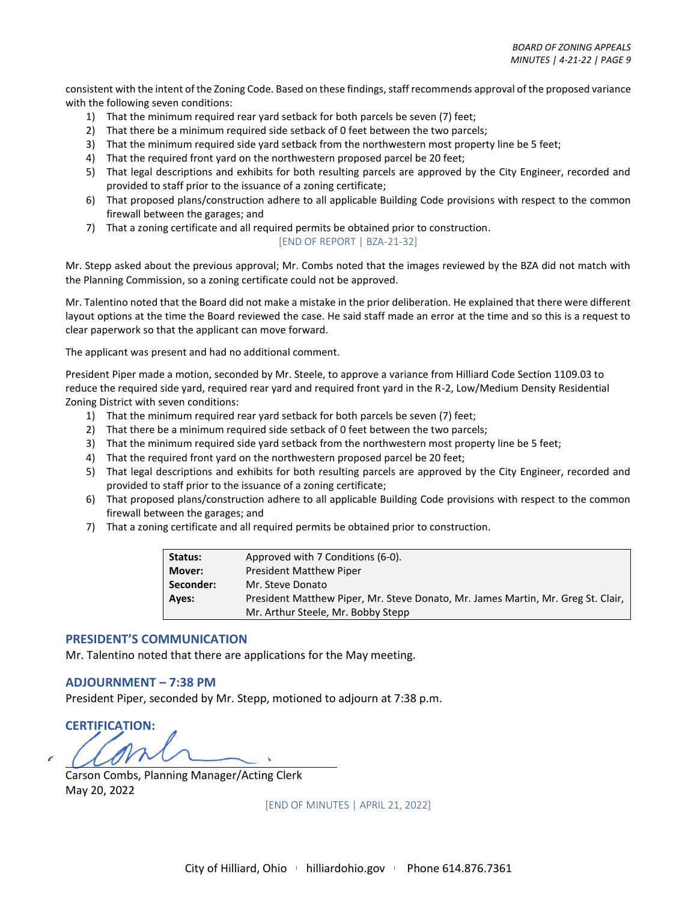consistent with the intent of the Zoning Code. Based on these findings, staff recommends approval of the proposed variance with the following seven conditions:

1) That the minimum required rear yard setback for both parcels be seven (7) feet;
2) That there be a minimum required side setback of 0 feet between the two parcels;
3) That the minimum required side yard setback from the northwestern most property line be 5 feet;
4) That the required front yard on the northwestern proposed parcel be 20 feet;
5) That legal descriptions and exhibits for both resulting parcels are approved by the City Engineer, recorded and provided to staff prior to the issuance of a zoning certificate;
6) That proposed plans/construction adhere to all applicable Building Code provisions with respect to the common firewall between the garages; and
7) That a zoning certificate and all required permits be obtained prior to construction.

[END OF REPORT | BZA-21-32]

Mr. Stepp asked about the previous approval; Mr. Combs noted that the images reviewed by the BZA did not match with the Planning Commission, so a zoning certificate could not be approved.

Mr. Talentino noted that the Board did not make a mistake in the prior deliberation. He explained that there were different layout options at the time the Board reviewed the case. He said staff made an error at the time and so this is a request to clear paperwork so that the applicant can move forward.

The applicant was present and had no additional comment.

President Piper made a motion, seconded by Mr. Steele, to approve a variance from Hilliard Code Section 1109.03 to reduce the required side yard, required rear yard and required front yard in the R-2, Low/Medium Density Residential Zoning District with seven conditions:

1) That the minimum required rear yard setback for both parcels be seven (7) feet;
2) That there be a minimum required side setback of 0 feet between the two parcels;
3) That the minimum required side yard setback from the northwestern most property line be 5 feet;
4) That the required front yard on the northwestern proposed parcel be 20 feet;
5) That legal descriptions and exhibits for both resulting parcels are approved by the City Engineer, recorded and provided to staff prior to the issuance of a zoning certificate;
6) That proposed plans/construction adhere to all applicable Building Code provisions with respect to the common firewall between the garages; and
7) That a zoning certificate and all required permits be obtained prior to construction.

| | |
|---|---|
| **Status:** | Approved with 7 Conditions (6-0). |
| **Mover:** | President Matthew Piper |
| **Seconder:** | Mr. Steve Donato |
| **Ayes:** | President Matthew Piper, Mr. Steve Donato, Mr. James Martin, Mr. Greg St. Clair, Mr. Arthur Steele, Mr. Bobby Stepp |

## PRESIDENT'S COMMUNICATION

Mr. Talentino noted that there are applications for the May meeting.

## ADJOURNMENT – 7:38 PM

President Piper, seconded by Mr. Stepp, motioned to adjourn at 7:38 p.m.

**CERTIFICATION:**

Carson Combs, Planning Manager/Acting Clerk
May 20, 2022

[END OF MINUTES | APRIL 21, 2022]